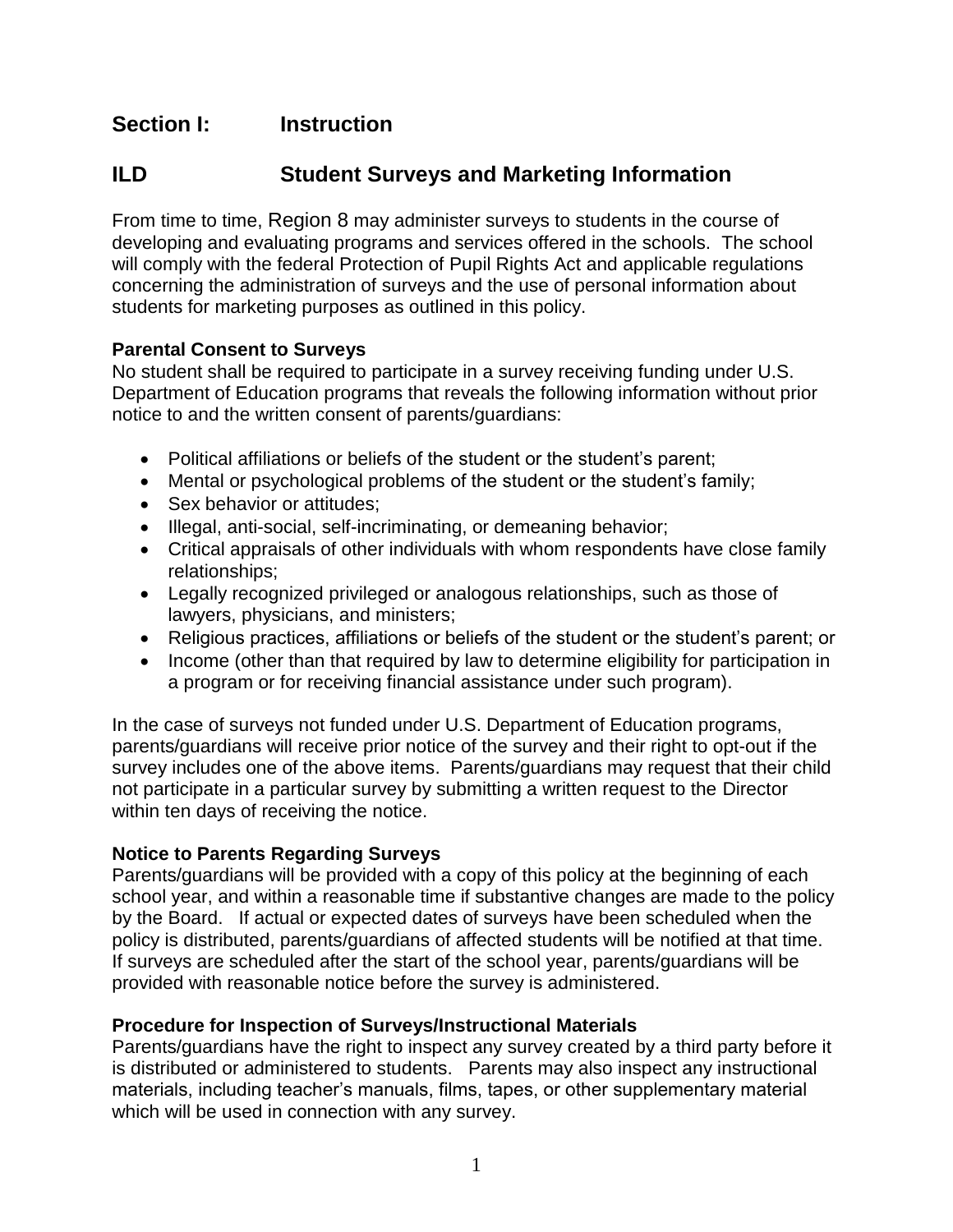## Section I: Instruction

## ILD Student Surveys and Marketing Information

From time to time, Region 8 may administer surveys to students in the course of developing and evaluating programs and services offered in the schools. The school will comply with the federal Protection of Pupil Rights Act and applicable regulations concerning the administration of surveys and the use of personal information about students for marketing purposes as outlined in this policy.

**Parental Consent to Surveys**

No student shall be required to participate in a survey receiving funding under U.S. Department of Education programs that reveals the following information without prior notice to and the written consent of parents/guardians:

- Political affiliations or beliefs of the student or the student's parent;
- Mental or psychological problems of the student or the student's family;
- Sex behavior or attitudes;
- Illegal, anti-social, self-incriminating, or demeaning behavior;
- Critical appraisals of other individuals with whom respondents have close family relationships;
- Legally recognized privileged or analogous relationships, such as those of lawyers, physicians, and ministers;
- Religious practices, affiliations or beliefs of the student or the student's parent; or
- Income (other than that required by law to determine eligibility for participation in a program or for receiving financial assistance under such program).

In the case of surveys not funded under U.S. Department of Education programs, parents/guardians will receive prior notice of the survey and their right to opt-out if the survey includes one of the above items. Parents/guardians may request that their child not participate in a particular survey by submitting a written request to the Director within ten days of receiving the notice.

**Notice to Parents Regarding Surveys**

Parents/guardians will be provided with a copy of this policy at the beginning of each school year, and within a reasonable time if substantive changes are made to the policy by the Board. If actual or expected dates of surveys have been scheduled when the policy is distributed, parents/guardians of affected students will be notified at that time. If surveys are scheduled after the start of the school year, parents/guardians will be provided with reasonable notice before the survey is administered.

**Procedure for Inspection of Surveys/Instructional Materials**

Parents/guardians have the right to inspect any survey created by a third party before it is distributed or administered to students. Parents may also inspect any instructional materials, including teacher's manuals, films, tapes, or other supplementary material which will be used in connection with any survey.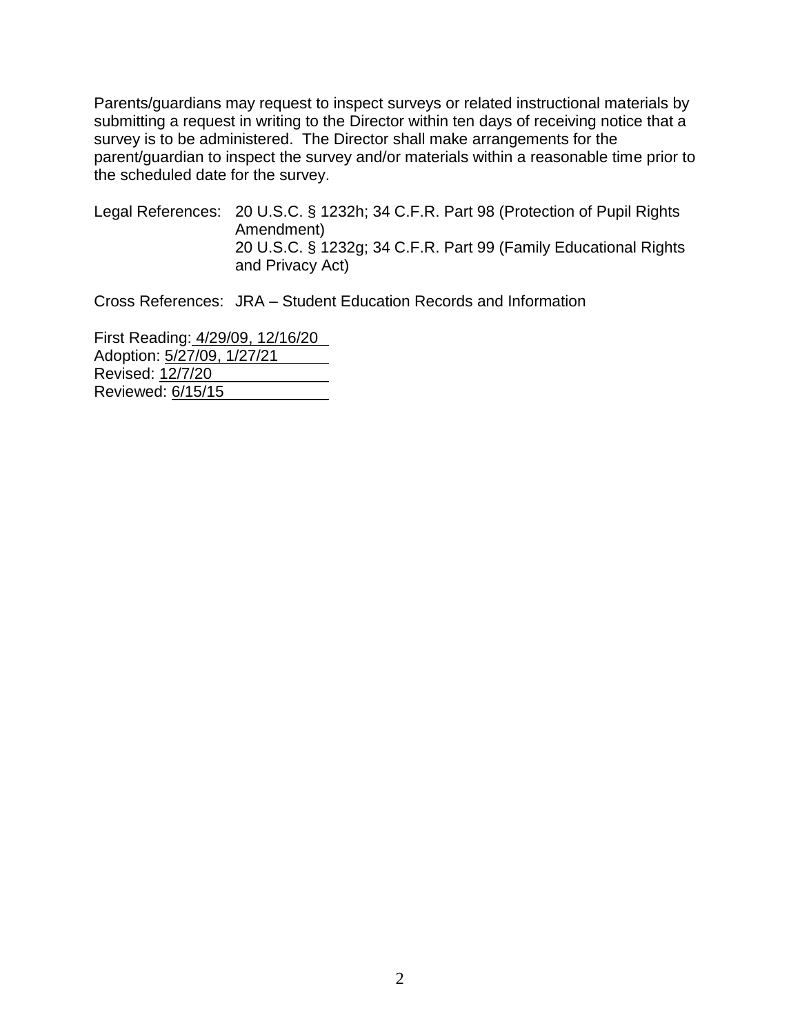Parents/guardians may request to inspect surveys or related instructional materials by submitting a request in writing to the Director within ten days of receiving notice that a survey is to be administered. The Director shall make arrangements for the parent/guardian to inspect the survey and/or materials within a reasonable time prior to the scheduled date for the survey.

Legal References: 20 U.S.C. § 1232h; 34 C.F.R. Part 98 (Protection of Pupil Rights Amendment)
20 U.S.C. § 1232g; 34 C.F.R. Part 99 (Family Educational Rights and Privacy Act)

Cross References: JRA – Student Education Records and Information

First Reading: 4/29/09, 12/16/20
Adoption: 5/27/09, 1/27/21
Revised: 12/7/20
Reviewed: 6/15/15